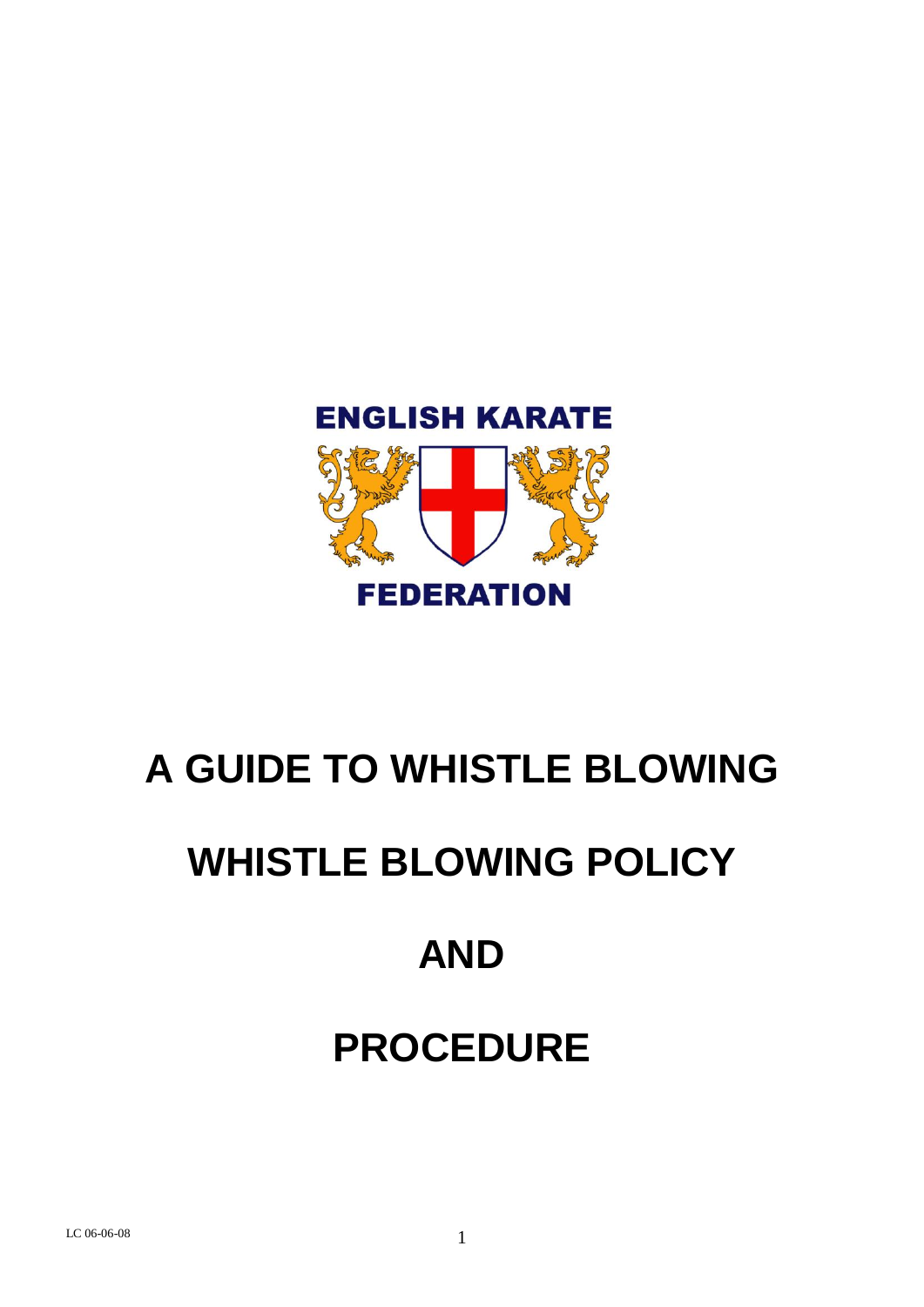ENGLISH KARATE

FEDERATION

# A GUIDE TO WHISTLE BLOWING

# WHISTLE BLOWING POLICY

# AND

# PROCEDURE

LC 06-06-08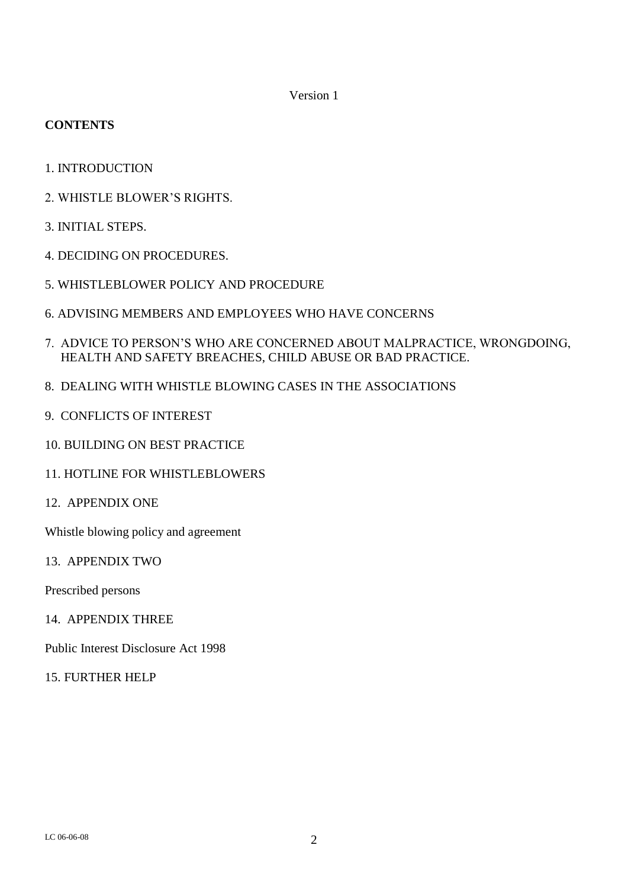Version 1

**CONTENTS**

1. INTRODUCTION

2. WHISTLE BLOWER'S RIGHTS.

3. INITIAL STEPS.

4. DECIDING ON PROCEDURES.

5. WHISTLEBLOWER POLICY AND PROCEDURE

6. ADVISING MEMBERS AND EMPLOYEES WHO HAVE CONCERNS

7. ADVICE TO PERSON'S WHO ARE CONCERNED ABOUT MALPRACTICE, WRONGDOING, HEALTH AND SAFETY BREACHES, CHILD ABUSE OR BAD PRACTICE.

8. DEALING WITH WHISTLE BLOWING CASES IN THE ASSOCIATIONS

9. CONFLICTS OF INTEREST

10. BUILDING ON BEST PRACTICE

11. HOTLINE FOR WHISTLEBLOWERS

12. APPENDIX ONE

Whistle blowing policy and agreement

13. APPENDIX TWO

Prescribed persons

14. APPENDIX THREE

Public Interest Disclosure Act 1998

15. FURTHER HELP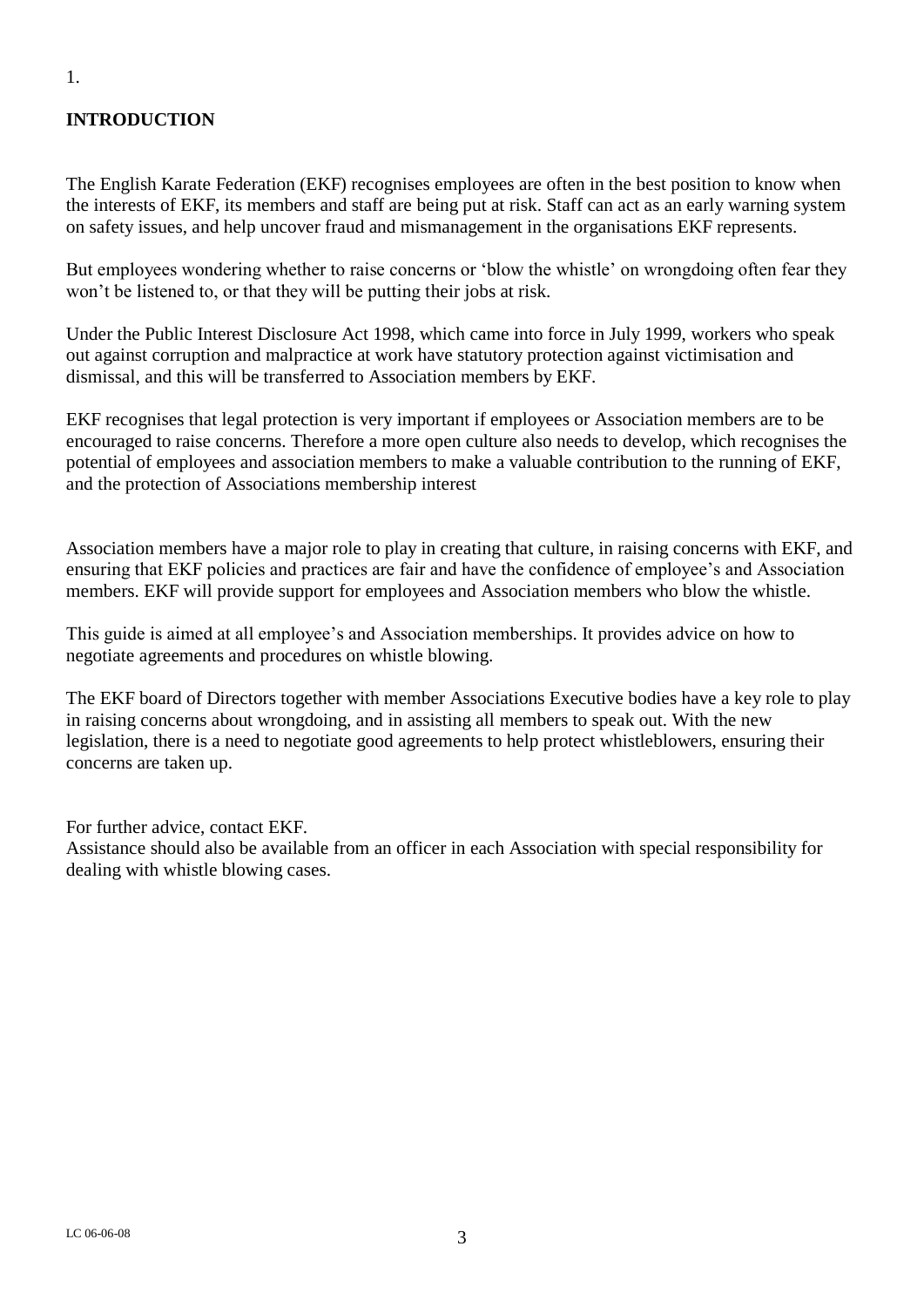1.

## INTRODUCTION

The English Karate Federation (EKF) recognises employees are often in the best position to know when the interests of EKF, its members and staff are being put at risk. Staff can act as an early warning system on safety issues, and help uncover fraud and mismanagement in the organisations EKF represents.

But employees wondering whether to raise concerns or 'blow the whistle' on wrongdoing often fear they won't be listened to, or that they will be putting their jobs at risk.

Under the Public Interest Disclosure Act 1998, which came into force in July 1999, workers who speak out against corruption and malpractice at work have statutory protection against victimisation and dismissal, and this will be transferred to Association members by EKF.

EKF recognises that legal protection is very important if employees or Association members are to be encouraged to raise concerns. Therefore a more open culture also needs to develop, which recognises the potential of employees and association members to make a valuable contribution to the running of EKF, and the protection of Associations membership interest

Association members have a major role to play in creating that culture, in raising concerns with EKF, and ensuring that EKF policies and practices are fair and have the confidence of employee's and Association members. EKF will provide support for employees and Association members who blow the whistle.

This guide is aimed at all employee's and Association memberships. It provides advice on how to negotiate agreements and procedures on whistle blowing.

The EKF board of Directors together with member Associations Executive bodies have a key role to play in raising concerns about wrongdoing, and in assisting all members to speak out. With the new legislation, there is a need to negotiate good agreements to help protect whistleblowers, ensuring their concerns are taken up.

For further advice, contact EKF.
Assistance should also be available from an officer in each Association with special responsibility for dealing with whistle blowing cases.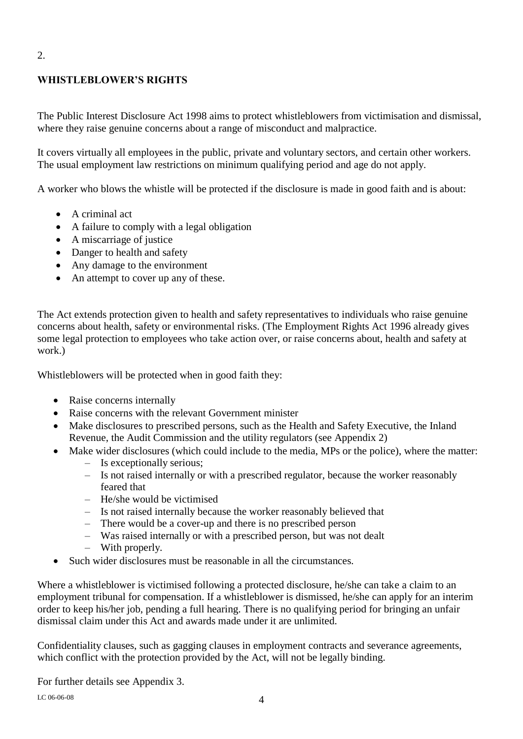2.

## WHISTLEBLOWER'S RIGHTS

The Public Interest Disclosure Act 1998 aims to protect whistleblowers from victimisation and dismissal, where they raise genuine concerns about a range of misconduct and malpractice.

It covers virtually all employees in the public, private and voluntary sectors, and certain other workers. The usual employment law restrictions on minimum qualifying period and age do not apply.

A worker who blows the whistle will be protected if the disclosure is made in good faith and is about:

- A criminal act
- A failure to comply with a legal obligation
- A miscarriage of justice
- Danger to health and safety
- Any damage to the environment
- An attempt to cover up any of these.

The Act extends protection given to health and safety representatives to individuals who raise genuine concerns about health, safety or environmental risks. (The Employment Rights Act 1996 already gives some legal protection to employees who take action over, or raise concerns about, health and safety at work.)

Whistleblowers will be protected when in good faith they:

- Raise concerns internally
- Raise concerns with the relevant Government minister
- Make disclosures to prescribed persons, such as the Health and Safety Executive, the Inland Revenue, the Audit Commission and the utility regulators (see Appendix 2)
- Make wider disclosures (which could include to the media, MPs or the police), where the matter:
  - Is exceptionally serious;
  - Is not raised internally or with a prescribed regulator, because the worker reasonably feared that
  - He/she would be victimised
  - Is not raised internally because the worker reasonably believed that
  - There would be a cover-up and there is no prescribed person
  - Was raised internally or with a prescribed person, but was not dealt
  - With properly.
- Such wider disclosures must be reasonable in all the circumstances.

Where a whistleblower is victimised following a protected disclosure, he/she can take a claim to an employment tribunal for compensation. If a whistleblower is dismissed, he/she can apply for an interim order to keep his/her job, pending a full hearing. There is no qualifying period for bringing an unfair dismissal claim under this Act and awards made under it are unlimited.

Confidentiality clauses, such as gagging clauses in employment contracts and severance agreements, which conflict with the protection provided by the Act, will not be legally binding.

For further details see Appendix 3.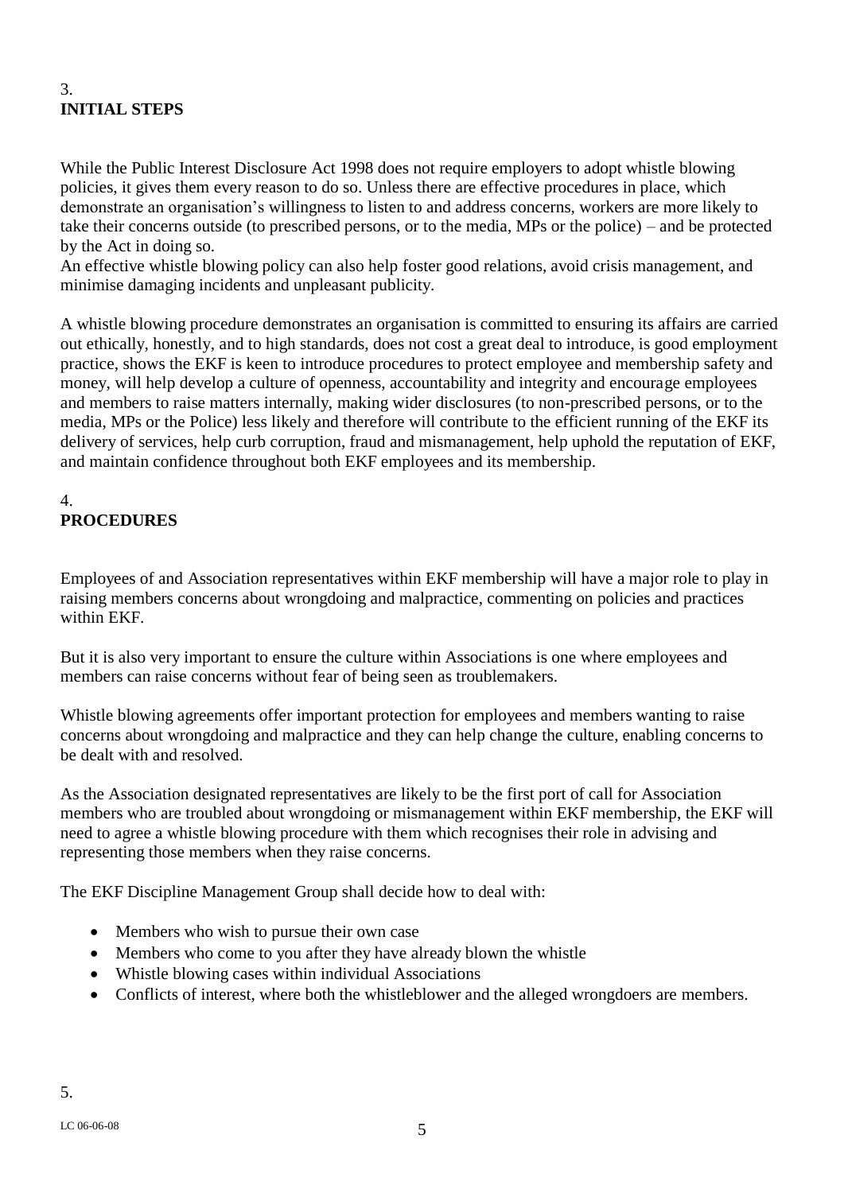## 3. INITIAL STEPS

While the Public Interest Disclosure Act 1998 does not require employers to adopt whistle blowing policies, it gives them every reason to do so. Unless there are effective procedures in place, which demonstrate an organisation's willingness to listen to and address concerns, workers are more likely to take their concerns outside (to prescribed persons, or to the media, MPs or the police) – and be protected by the Act in doing so.
An effective whistle blowing policy can also help foster good relations, avoid crisis management, and minimise damaging incidents and unpleasant publicity.

A whistle blowing procedure demonstrates an organisation is committed to ensuring its affairs are carried out ethically, honestly, and to high standards, does not cost a great deal to introduce, is good employment practice, shows the EKF is keen to introduce procedures to protect employee and membership safety and money, will help develop a culture of openness, accountability and integrity and encourage employees and members to raise matters internally, making wider disclosures (to non-prescribed persons, or to the media, MPs or the Police) less likely and therefore will contribute to the efficient running of the EKF its delivery of services, help curb corruption, fraud and mismanagement, help uphold the reputation of EKF, and maintain confidence throughout both EKF employees and its membership.

## 4. PROCEDURES

Employees of and Association representatives within EKF membership will have a major role to play in raising members concerns about wrongdoing and malpractice, commenting on policies and practices within EKF.

But it is also very important to ensure the culture within Associations is one where employees and members can raise concerns without fear of being seen as troublemakers.

Whistle blowing agreements offer important protection for employees and members wanting to raise concerns about wrongdoing and malpractice and they can help change the culture, enabling concerns to be dealt with and resolved.

As the Association designated representatives are likely to be the first port of call for Association members who are troubled about wrongdoing or mismanagement within EKF membership, the EKF will need to agree a whistle blowing procedure with them which recognises their role in advising and representing those members when they raise concerns.

The EKF Discipline Management Group shall decide how to deal with:

- Members who wish to pursue their own case
- Members who come to you after they have already blown the whistle
- Whistle blowing cases within individual Associations
- Conflicts of interest, where both the whistleblower and the alleged wrongdoers are members.

5.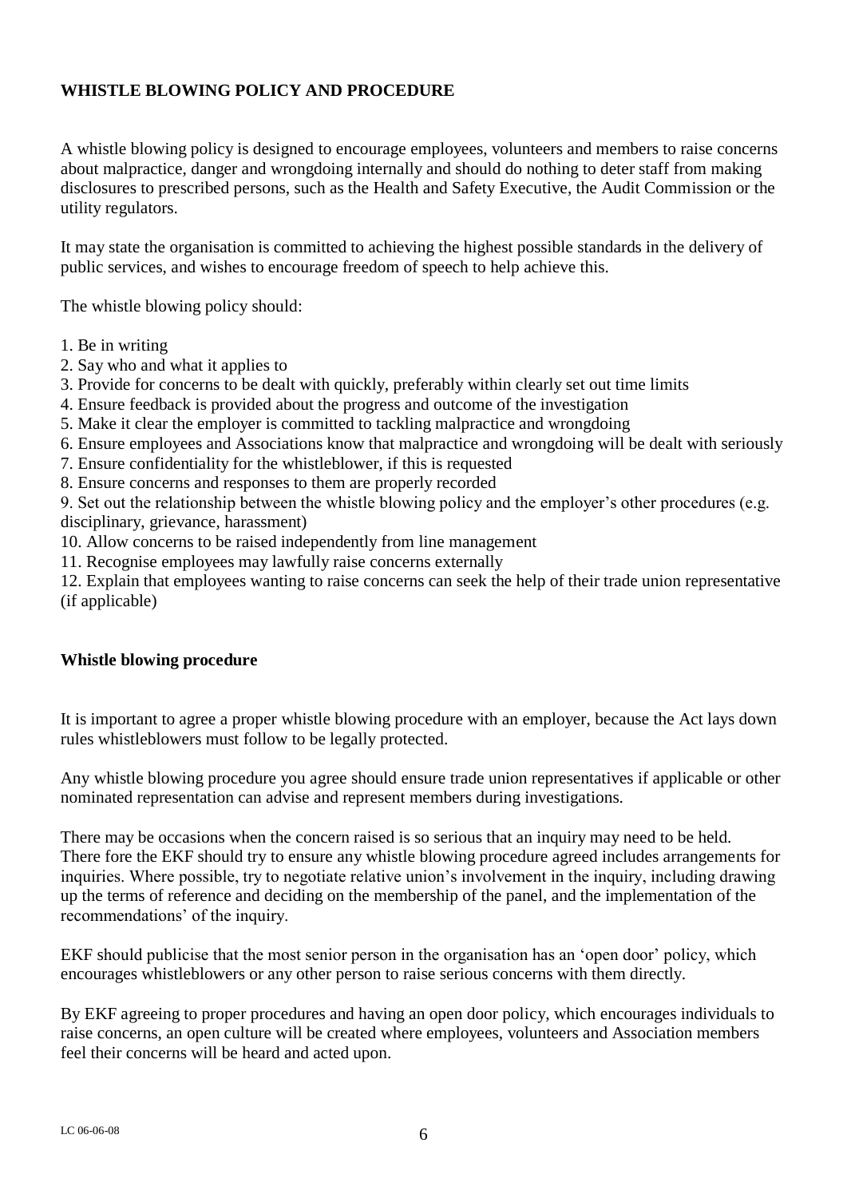## WHISTLE BLOWING POLICY AND PROCEDURE

A whistle blowing policy is designed to encourage employees, volunteers and members to raise concerns about malpractice, danger and wrongdoing internally and should do nothing to deter staff from making disclosures to prescribed persons, such as the Health and Safety Executive, the Audit Commission or the utility regulators.

It may state the organisation is committed to achieving the highest possible standards in the delivery of public services, and wishes to encourage freedom of speech to help achieve this.

The whistle blowing policy should:

1. Be in writing
2. Say who and what it applies to
3. Provide for concerns to be dealt with quickly, preferably within clearly set out time limits
4. Ensure feedback is provided about the progress and outcome of the investigation
5. Make it clear the employer is committed to tackling malpractice and wrongdoing
6. Ensure employees and Associations know that malpractice and wrongdoing will be dealt with seriously
7. Ensure confidentiality for the whistleblower, if this is requested
8. Ensure concerns and responses to them are properly recorded
9. Set out the relationship between the whistle blowing policy and the employer's other procedures (e.g. disciplinary, grievance, harassment)
10. Allow concerns to be raised independently from line management
11. Recognise employees may lawfully raise concerns externally
12. Explain that employees wanting to raise concerns can seek the help of their trade union representative (if applicable)

### Whistle blowing procedure

It is important to agree a proper whistle blowing procedure with an employer, because the Act lays down rules whistleblowers must follow to be legally protected.

Any whistle blowing procedure you agree should ensure trade union representatives if applicable or other nominated representation can advise and represent members during investigations.

There may be occasions when the concern raised is so serious that an inquiry may need to be held. There fore the EKF should try to ensure any whistle blowing procedure agreed includes arrangements for inquiries. Where possible, try to negotiate relative union's involvement in the inquiry, including drawing up the terms of reference and deciding on the membership of the panel, and the implementation of the recommendations' of the inquiry.

EKF should publicise that the most senior person in the organisation has an 'open door' policy, which encourages whistleblowers or any other person to raise serious concerns with them directly.

By EKF agreeing to proper procedures and having an open door policy, which encourages individuals to raise concerns, an open culture will be created where employees, volunteers and Association members feel their concerns will be heard and acted upon.

LC 06-06-08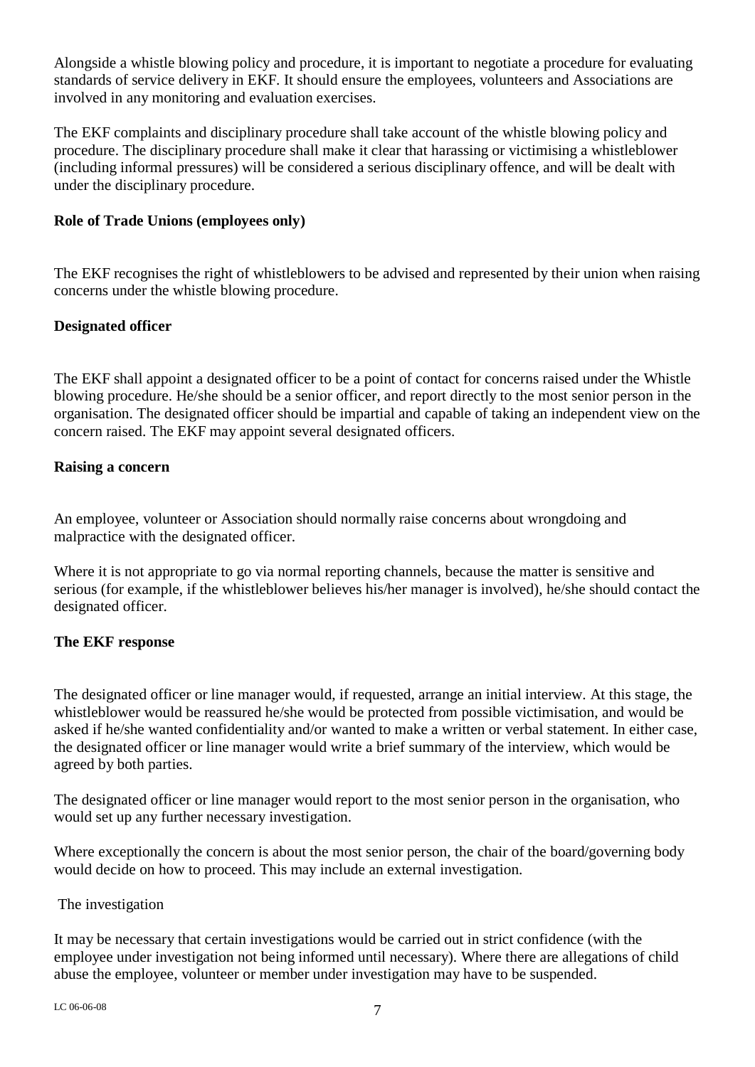Alongside a whistle blowing policy and procedure, it is important to negotiate a procedure for evaluating standards of service delivery in EKF. It should ensure the employees, volunteers and Associations are involved in any monitoring and evaluation exercises.

The EKF complaints and disciplinary procedure shall take account of the whistle blowing policy and procedure. The disciplinary procedure shall make it clear that harassing or victimising a whistleblower (including informal pressures) will be considered a serious disciplinary offence, and will be dealt with under the disciplinary procedure.

**Role of Trade Unions (employees only)**

The EKF recognises the right of whistleblowers to be advised and represented by their union when raising concerns under the whistle blowing procedure.

**Designated officer**

The EKF shall appoint a designated officer to be a point of contact for concerns raised under the Whistle blowing procedure. He/she should be a senior officer, and report directly to the most senior person in the organisation. The designated officer should be impartial and capable of taking an independent view on the concern raised. The EKF may appoint several designated officers.

**Raising a concern**

An employee, volunteer or Association should normally raise concerns about wrongdoing and malpractice with the designated officer.

Where it is not appropriate to go via normal reporting channels, because the matter is sensitive and serious (for example, if the whistleblower believes his/her manager is involved), he/she should contact the designated officer.

**The EKF response**

The designated officer or line manager would, if requested, arrange an initial interview. At this stage, the whistleblower would be reassured he/she would be protected from possible victimisation, and would be asked if he/she wanted confidentiality and/or wanted to make a written or verbal statement. In either case, the designated officer or line manager would write a brief summary of the interview, which would be agreed by both parties.

The designated officer or line manager would report to the most senior person in the organisation, who would set up any further necessary investigation.

Where exceptionally the concern is about the most senior person, the chair of the board/governing body would decide on how to proceed. This may include an external investigation.

The investigation

It may be necessary that certain investigations would be carried out in strict confidence (with the employee under investigation not being informed until necessary). Where there are allegations of child abuse the employee, volunteer or member under investigation may have to be suspended.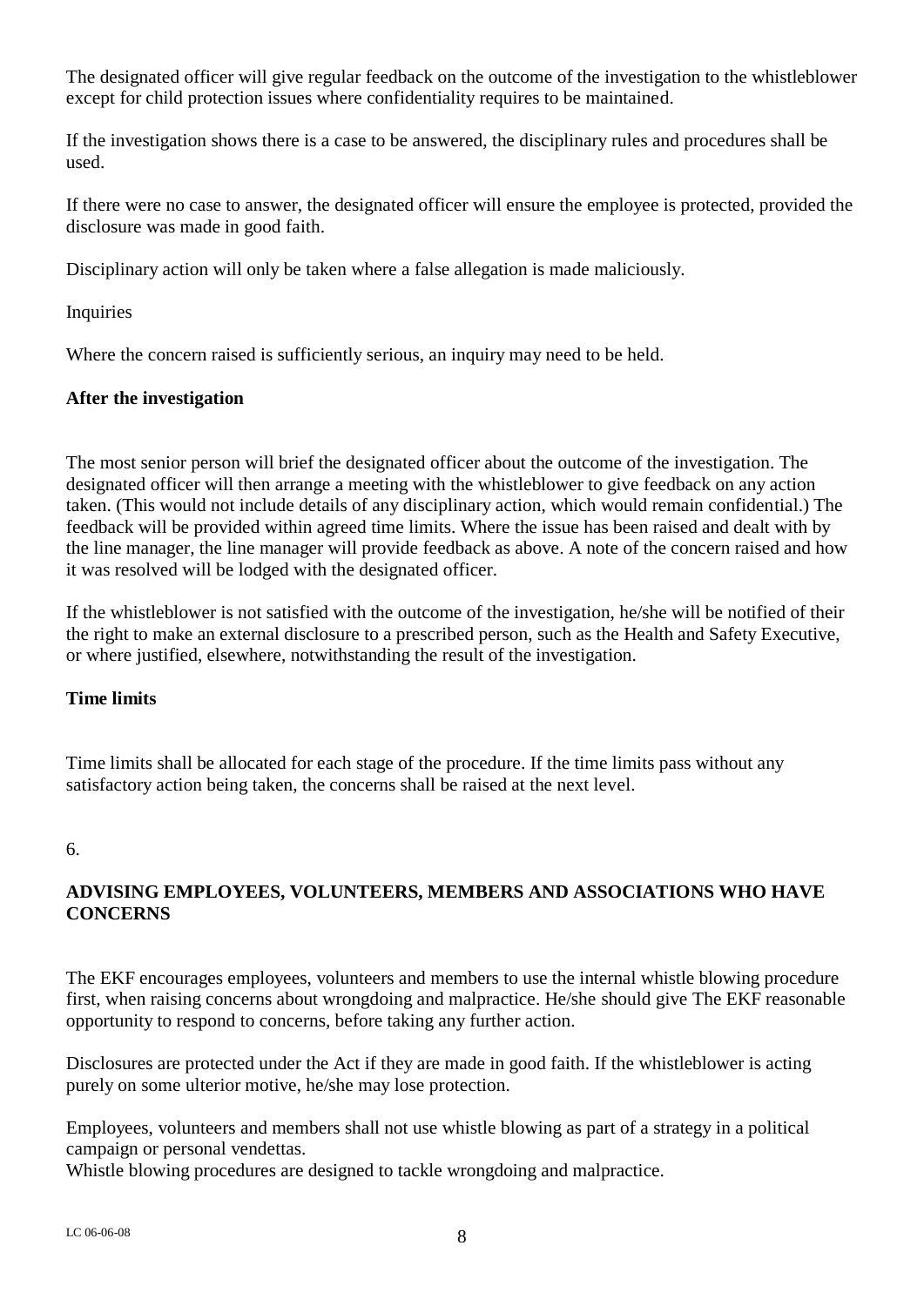The designated officer will give regular feedback on the outcome of the investigation to the whistleblower except for child protection issues where confidentiality requires to be maintained.

If the investigation shows there is a case to be answered, the disciplinary rules and procedures shall be used.

If there were no case to answer, the designated officer will ensure the employee is protected, provided the disclosure was made in good faith.

Disciplinary action will only be taken where a false allegation is made maliciously.

Inquiries

Where the concern raised is sufficiently serious, an inquiry may need to be held.

**After the investigation**

The most senior person will brief the designated officer about the outcome of the investigation. The designated officer will then arrange a meeting with the whistleblower to give feedback on any action taken. (This would not include details of any disciplinary action, which would remain confidential.) The feedback will be provided within agreed time limits. Where the issue has been raised and dealt with by the line manager, the line manager will provide feedback as above. A note of the concern raised and how it was resolved will be lodged with the designated officer.

If the whistleblower is not satisfied with the outcome of the investigation, he/she will be notified of their the right to make an external disclosure to a prescribed person, such as the Health and Safety Executive, or where justified, elsewhere, notwithstanding the result of the investigation.

**Time limits**

Time limits shall be allocated for each stage of the procedure. If the time limits pass without any satisfactory action being taken, the concerns shall be raised at the next level.

6.

## ADVISING EMPLOYEES, VOLUNTEERS, MEMBERS AND ASSOCIATIONS WHO HAVE CONCERNS

The EKF encourages employees, volunteers and members to use the internal whistle blowing procedure first, when raising concerns about wrongdoing and malpractice. He/she should give The EKF reasonable opportunity to respond to concerns, before taking any further action.

Disclosures are protected under the Act if they are made in good faith. If the whistleblower is acting purely on some ulterior motive, he/she may lose protection.

Employees, volunteers and members shall not use whistle blowing as part of a strategy in a political campaign or personal vendettas.
Whistle blowing procedures are designed to tackle wrongdoing and malpractice.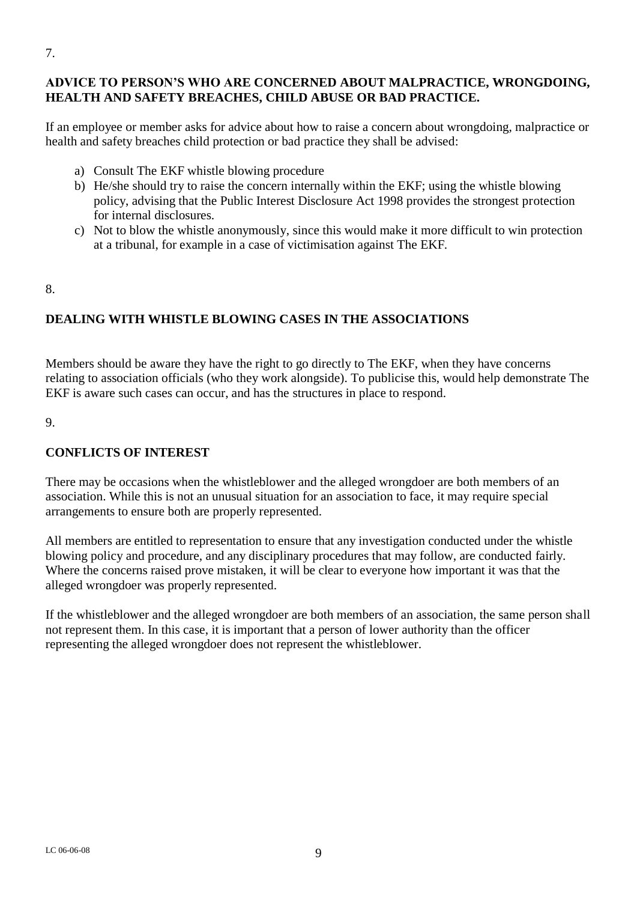7.

**ADVICE TO PERSON'S WHO ARE CONCERNED ABOUT MALPRACTICE, WRONGDOING, HEALTH AND SAFETY BREACHES, CHILD ABUSE OR BAD PRACTICE.**

If an employee or member asks for advice about how to raise a concern about wrongdoing, malpractice or health and safety breaches child protection or bad practice they shall be advised:

a) Consult The EKF whistle blowing procedure
b) He/she should try to raise the concern internally within the EKF; using the whistle blowing policy, advising that the Public Interest Disclosure Act 1998 provides the strongest protection for internal disclosures.
c) Not to blow the whistle anonymously, since this would make it more difficult to win protection at a tribunal, for example in a case of victimisation against The EKF.

8.

**DEALING WITH WHISTLE BLOWING CASES IN THE ASSOCIATIONS**

Members should be aware they have the right to go directly to The EKF, when they have concerns relating to association officials (who they work alongside). To publicise this, would help demonstrate The EKF is aware such cases can occur, and has the structures in place to respond.

9.

**CONFLICTS OF INTEREST**

There may be occasions when the whistleblower and the alleged wrongdoer are both members of an association. While this is not an unusual situation for an association to face, it may require special arrangements to ensure both are properly represented.

All members are entitled to representation to ensure that any investigation conducted under the whistle blowing policy and procedure, and any disciplinary procedures that may follow, are conducted fairly. Where the concerns raised prove mistaken, it will be clear to everyone how important it was that the alleged wrongdoer was properly represented.

If the whistleblower and the alleged wrongdoer are both members of an association, the same person shall not represent them. In this case, it is important that a person of lower authority than the officer representing the alleged wrongdoer does not represent the whistleblower.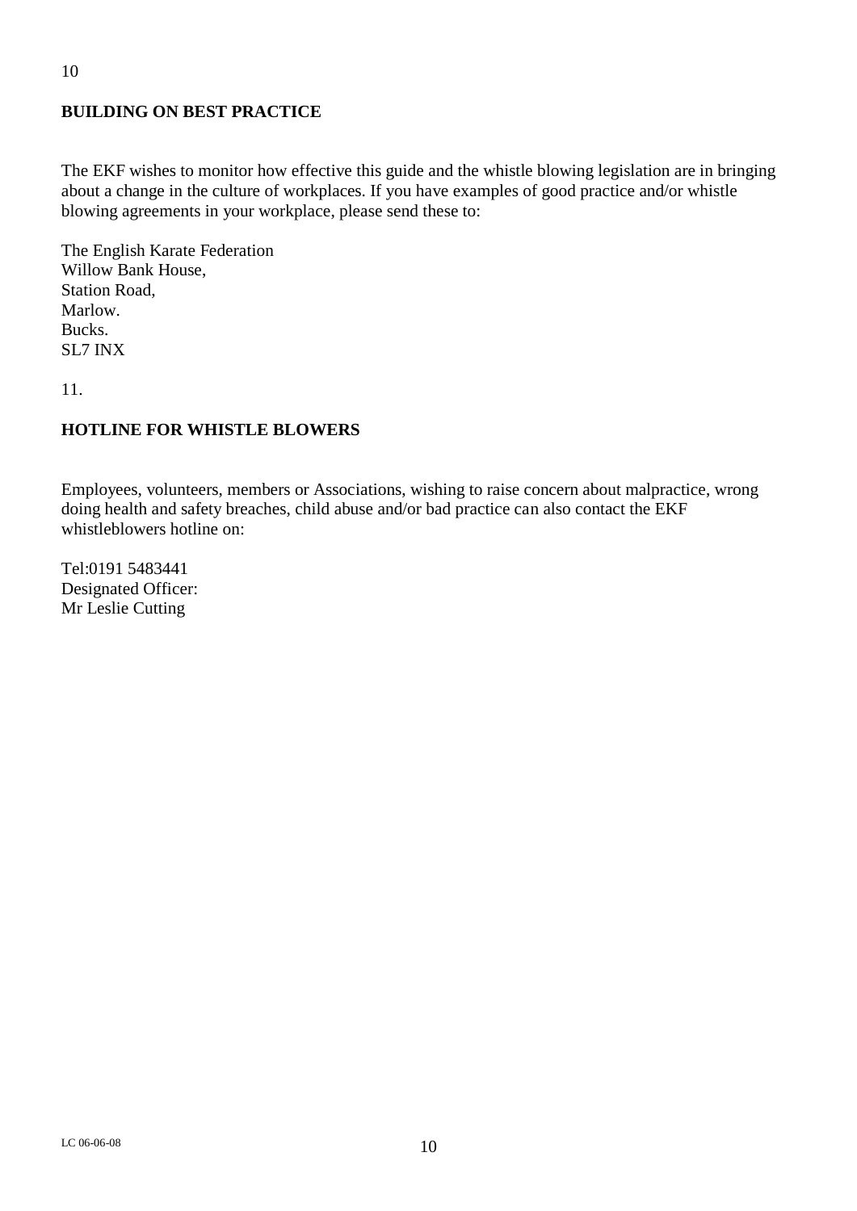10

## BUILDING ON BEST PRACTICE

The EKF wishes to monitor how effective this guide and the whistle blowing legislation are in bringing about a change in the culture of workplaces. If you have examples of good practice and/or whistle blowing agreements in your workplace, please send these to:

The English Karate Federation
Willow Bank House,
Station Road,
Marlow.
Bucks.
SL7 INX

11.

## HOTLINE FOR WHISTLE BLOWERS

Employees, volunteers, members or Associations, wishing to raise concern about malpractice, wrong doing health and safety breaches, child abuse and/or bad practice can also contact the EKF whistleblowers hotline on:

Tel:0191 5483441
Designated Officer:
Mr Leslie Cutting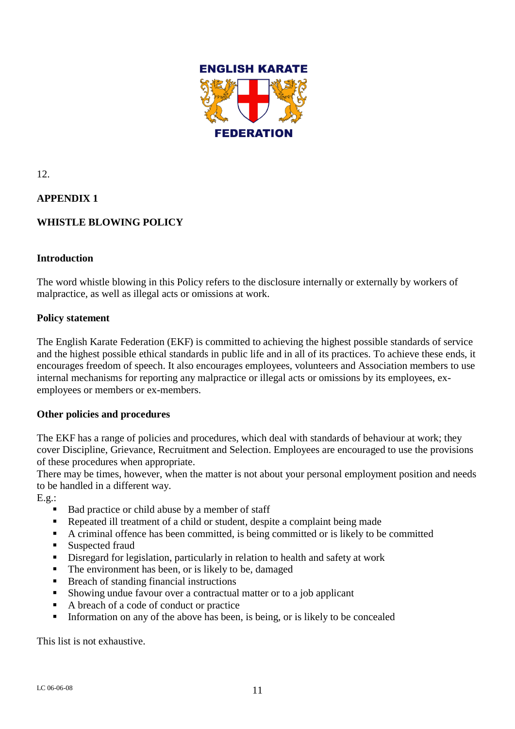12.

## APPENDIX 1

## WHISTLE BLOWING POLICY

### Introduction

The word whistle blowing in this Policy refers to the disclosure internally or externally by workers of malpractice, as well as illegal acts or omissions at work.

### Policy statement

The English Karate Federation (EKF) is committed to achieving the highest possible standards of service and the highest possible ethical standards in public life and in all of its practices. To achieve these ends, it encourages freedom of speech. It also encourages employees, volunteers and Association members to use internal mechanisms for reporting any malpractice or illegal acts or omissions by its employees, ex-employees or members or ex-members.

### Other policies and procedures

The EKF has a range of policies and procedures, which deal with standards of behaviour at work; they cover Discipline, Grievance, Recruitment and Selection. Employees are encouraged to use the provisions of these procedures when appropriate.

There may be times, however, when the matter is not about your personal employment position and needs to be handled in a different way.

E.g.:

- Bad practice or child abuse by a member of staff
- Repeated ill treatment of a child or student, despite a complaint being made
- A criminal offence has been committed, is being committed or is likely to be committed
- Suspected fraud
- Disregard for legislation, particularly in relation to health and safety at work
- The environment has been, or is likely to be, damaged
- Breach of standing financial instructions
- Showing undue favour over a contractual matter or to a job applicant
- A breach of a code of conduct or practice
- Information on any of the above has been, is being, or is likely to be concealed

This list is not exhaustive.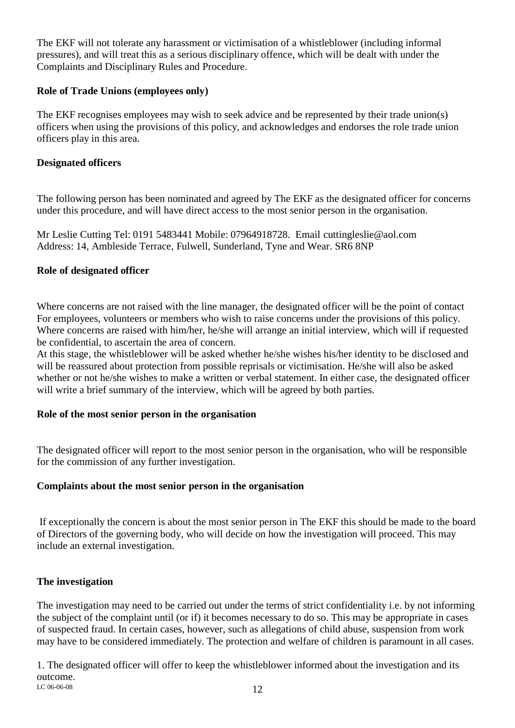The EKF will not tolerate any harassment or victimisation of a whistleblower (including informal pressures), and will treat this as a serious disciplinary offence, which will be dealt with under the Complaints and Disciplinary Rules and Procedure.

**Role of Trade Unions (employees only)**

The EKF recognises employees may wish to seek advice and be represented by their trade union(s) officers when using the provisions of this policy, and acknowledges and endorses the role trade union officers play in this area.

**Designated officers**

The following person has been nominated and agreed by The EKF as the designated officer for concerns under this procedure, and will have direct access to the most senior person in the organisation.

Mr Leslie Cutting Tel: 0191 5483441 Mobile: 07964918728. Email cuttingleslie@aol.com
Address: 14, Ambleside Terrace, Fulwell, Sunderland, Tyne and Wear. SR6 8NP

**Role of designated officer**

Where concerns are not raised with the line manager, the designated officer will be the point of contact For employees, volunteers or members who wish to raise concerns under the provisions of this policy. Where concerns are raised with him/her, he/she will arrange an initial interview, which will if requested be confidential, to ascertain the area of concern.
At this stage, the whistleblower will be asked whether he/she wishes his/her identity to be disclosed and will be reassured about protection from possible reprisals or victimisation. He/she will also be asked whether or not he/she wishes to make a written or verbal statement. In either case, the designated officer will write a brief summary of the interview, which will be agreed by both parties.

**Role of the most senior person in the organisation**

The designated officer will report to the most senior person in the organisation, who will be responsible for the commission of any further investigation.

**Complaints about the most senior person in the organisation**

If exceptionally the concern is about the most senior person in The EKF this should be made to the board of Directors of the governing body, who will decide on how the investigation will proceed. This may include an external investigation.

**The investigation**

The investigation may need to be carried out under the terms of strict confidentiality i.e. by not informing the subject of the complaint until (or if) it becomes necessary to do so. This may be appropriate in cases of suspected fraud. In certain cases, however, such as allegations of child abuse, suspension from work may have to be considered immediately. The protection and welfare of children is paramount in all cases.

1. The designated officer will offer to keep the whistleblower informed about the investigation and its outcome.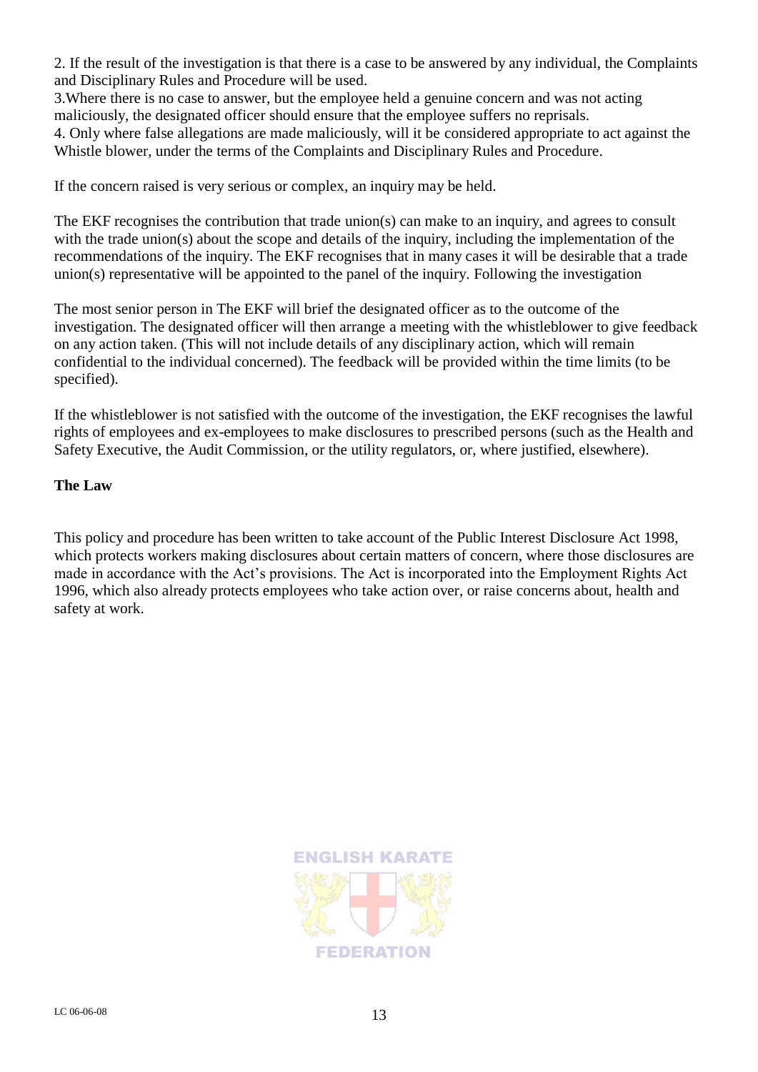2. If the result of the investigation is that there is a case to be answered by any individual, the Complaints and Disciplinary Rules and Procedure will be used.
3.Where there is no case to answer, but the employee held a genuine concern and was not acting maliciously, the designated officer should ensure that the employee suffers no reprisals.
4. Only where false allegations are made maliciously, will it be considered appropriate to act against the Whistle blower, under the terms of the Complaints and Disciplinary Rules and Procedure.

If the concern raised is very serious or complex, an inquiry may be held.

The EKF recognises the contribution that trade union(s) can make to an inquiry, and agrees to consult with the trade union(s) about the scope and details of the inquiry, including the implementation of the recommendations of the inquiry. The EKF recognises that in many cases it will be desirable that a trade union(s) representative will be appointed to the panel of the inquiry. Following the investigation

The most senior person in The EKF will brief the designated officer as to the outcome of the investigation. The designated officer will then arrange a meeting with the whistleblower to give feedback on any action taken. (This will not include details of any disciplinary action, which will remain confidential to the individual concerned). The feedback will be provided within the time limits (to be specified).

If the whistleblower is not satisfied with the outcome of the investigation, the EKF recognises the lawful rights of employees and ex-employees to make disclosures to prescribed persons (such as the Health and Safety Executive, the Audit Commission, or the utility regulators, or, where justified, elsewhere).

**The Law**

This policy and procedure has been written to take account of the Public Interest Disclosure Act 1998, which protects workers making disclosures about certain matters of concern, where those disclosures are made in accordance with the Act's provisions. The Act is incorporated into the Employment Rights Act 1996, which also already protects employees who take action over, or raise concerns about, health and safety at work.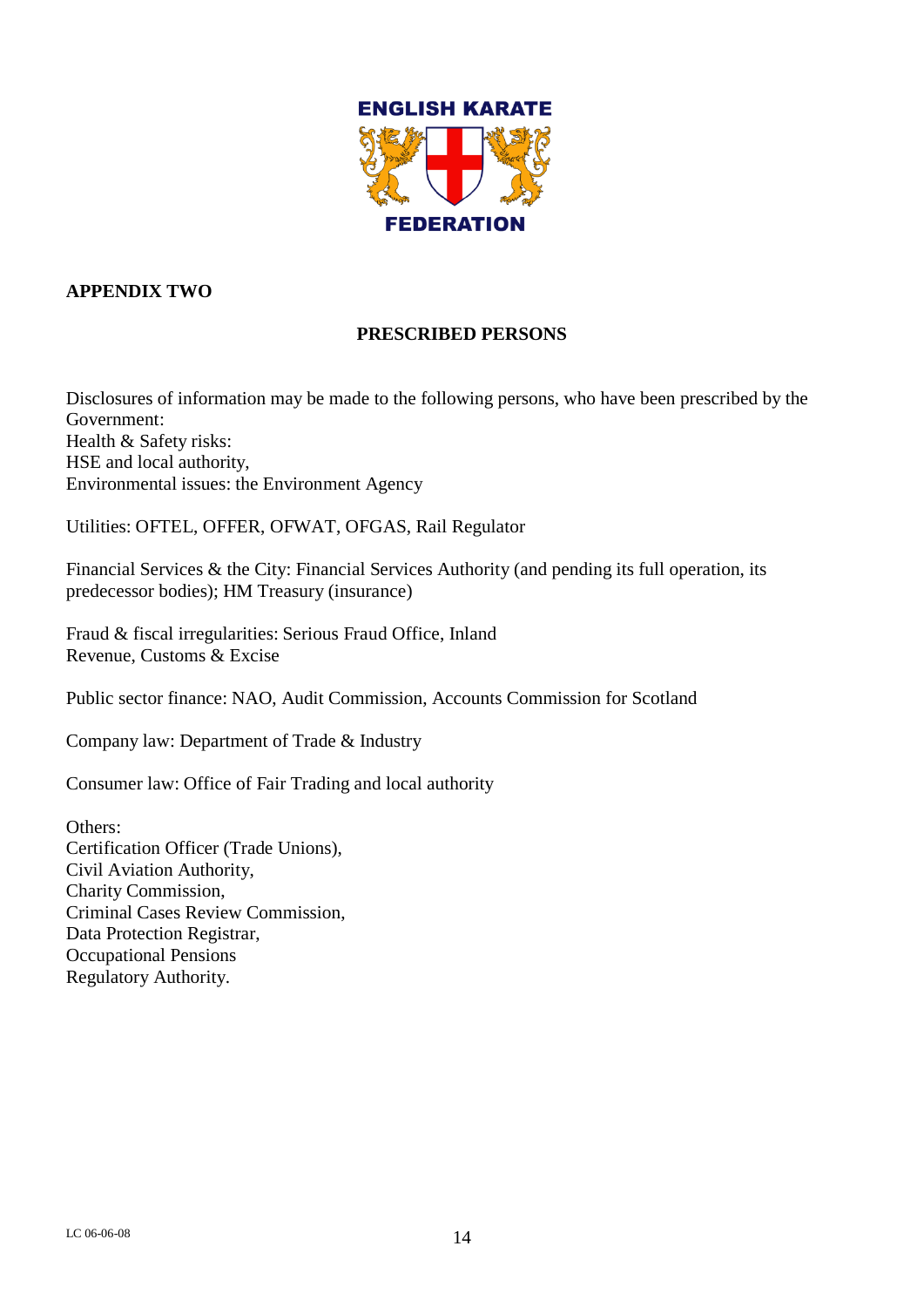ENGLISH KARATE FEDERATION

**APPENDIX TWO**

**PRESCRIBED PERSONS**

Disclosures of information may be made to the following persons, who have been prescribed by the Government:
Health & Safety risks:
HSE and local authority,
Environmental issues: the Environment Agency

Utilities: OFTEL, OFFER, OFWAT, OFGAS, Rail Regulator

Financial Services & the City: Financial Services Authority (and pending its full operation, its predecessor bodies); HM Treasury (insurance)

Fraud & fiscal irregularities: Serious Fraud Office, Inland Revenue, Customs & Excise

Public sector finance: NAO, Audit Commission, Accounts Commission for Scotland

Company law: Department of Trade & Industry

Consumer law: Office of Fair Trading and local authority

Others:
Certification Officer (Trade Unions),
Civil Aviation Authority,
Charity Commission,
Criminal Cases Review Commission,
Data Protection Registrar,
Occupational Pensions
Regulatory Authority.

LC 06-06-08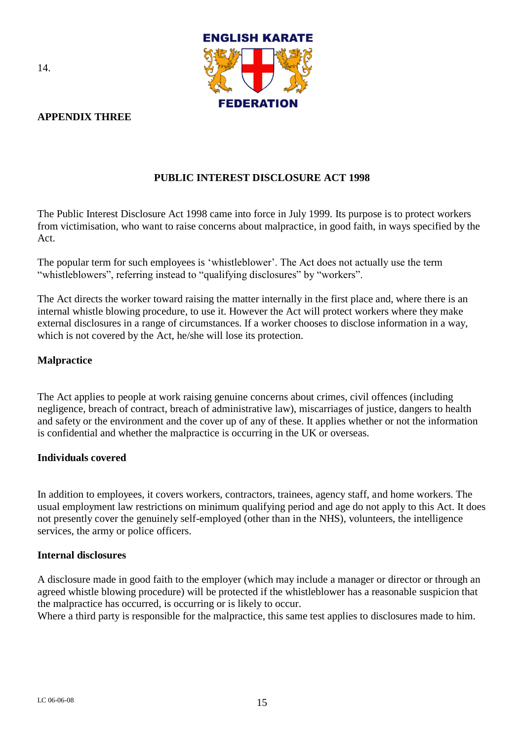14.

## APPENDIX THREE

### PUBLIC INTEREST DISCLOSURE ACT 1998

The Public Interest Disclosure Act 1998 came into force in July 1999. Its purpose is to protect workers from victimisation, who want to raise concerns about malpractice, in good faith, in ways specified by the Act.

The popular term for such employees is 'whistleblower'. The Act does not actually use the term "whistleblowers", referring instead to "qualifying disclosures" by "workers".

The Act directs the worker toward raising the matter internally in the first place and, where there is an internal whistle blowing procedure, to use it. However the Act will protect workers where they make external disclosures in a range of circumstances. If a worker chooses to disclose information in a way, which is not covered by the Act, he/she will lose its protection.

**Malpractice**

The Act applies to people at work raising genuine concerns about crimes, civil offences (including negligence, breach of contract, breach of administrative law), miscarriages of justice, dangers to health and safety or the environment and the cover up of any of these. It applies whether or not the information is confidential and whether the malpractice is occurring in the UK or overseas.

**Individuals covered**

In addition to employees, it covers workers, contractors, trainees, agency staff, and home workers. The usual employment law restrictions on minimum qualifying period and age do not apply to this Act. It does not presently cover the genuinely self-employed (other than in the NHS), volunteers, the intelligence services, the army or police officers.

**Internal disclosures**

A disclosure made in good faith to the employer (which may include a manager or director or through an agreed whistle blowing procedure) will be protected if the whistleblower has a reasonable suspicion that the malpractice has occurred, is occurring or is likely to occur.
Where a third party is responsible for the malpractice, this same test applies to disclosures made to him.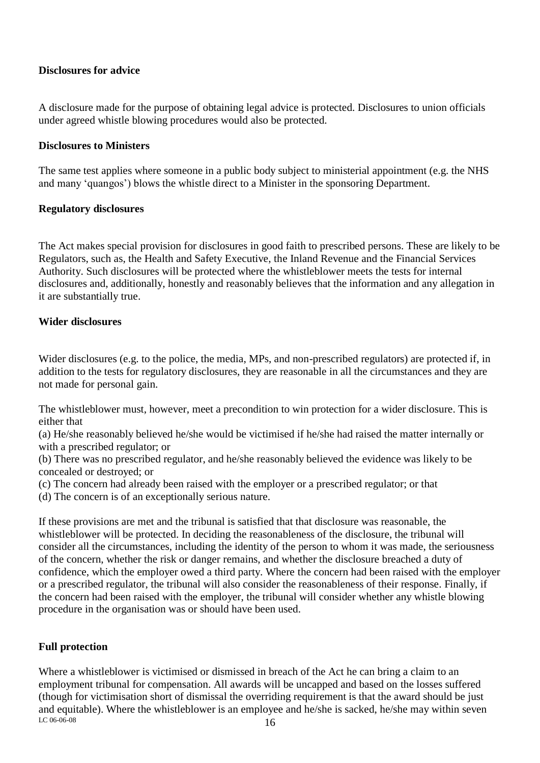**Disclosures for advice**

A disclosure made for the purpose of obtaining legal advice is protected. Disclosures to union officials under agreed whistle blowing procedures would also be protected.

**Disclosures to Ministers**

The same test applies where someone in a public body subject to ministerial appointment (e.g. the NHS and many 'quangos') blows the whistle direct to a Minister in the sponsoring Department.

**Regulatory disclosures**

The Act makes special provision for disclosures in good faith to prescribed persons. These are likely to be Regulators, such as, the Health and Safety Executive, the Inland Revenue and the Financial Services Authority. Such disclosures will be protected where the whistleblower meets the tests for internal disclosures and, additionally, honestly and reasonably believes that the information and any allegation in it are substantially true.

**Wider disclosures**

Wider disclosures (e.g. to the police, the media, MPs, and non-prescribed regulators) are protected if, in addition to the tests for regulatory disclosures, they are reasonable in all the circumstances and they are not made for personal gain.

The whistleblower must, however, meet a precondition to win protection for a wider disclosure. This is either that

(a) He/she reasonably believed he/she would be victimised if he/she had raised the matter internally or with a prescribed regulator; or

(b) There was no prescribed regulator, and he/she reasonably believed the evidence was likely to be concealed or destroyed; or

(c) The concern had already been raised with the employer or a prescribed regulator; or that

(d) The concern is of an exceptionally serious nature.

If these provisions are met and the tribunal is satisfied that that disclosure was reasonable, the whistleblower will be protected. In deciding the reasonableness of the disclosure, the tribunal will consider all the circumstances, including the identity of the person to whom it was made, the seriousness of the concern, whether the risk or danger remains, and whether the disclosure breached a duty of confidence, which the employer owed a third party. Where the concern had been raised with the employer or a prescribed regulator, the tribunal will also consider the reasonableness of their response. Finally, if the concern had been raised with the employer, the tribunal will consider whether any whistle blowing procedure in the organisation was or should have been used.

**Full protection**

Where a whistleblower is victimised or dismissed in breach of the Act he can bring a claim to an employment tribunal for compensation. All awards will be uncapped and based on the losses suffered (though for victimisation short of dismissal the overriding requirement is that the award should be just and equitable). Where the whistleblower is an employee and he/she is sacked, he/she may within seven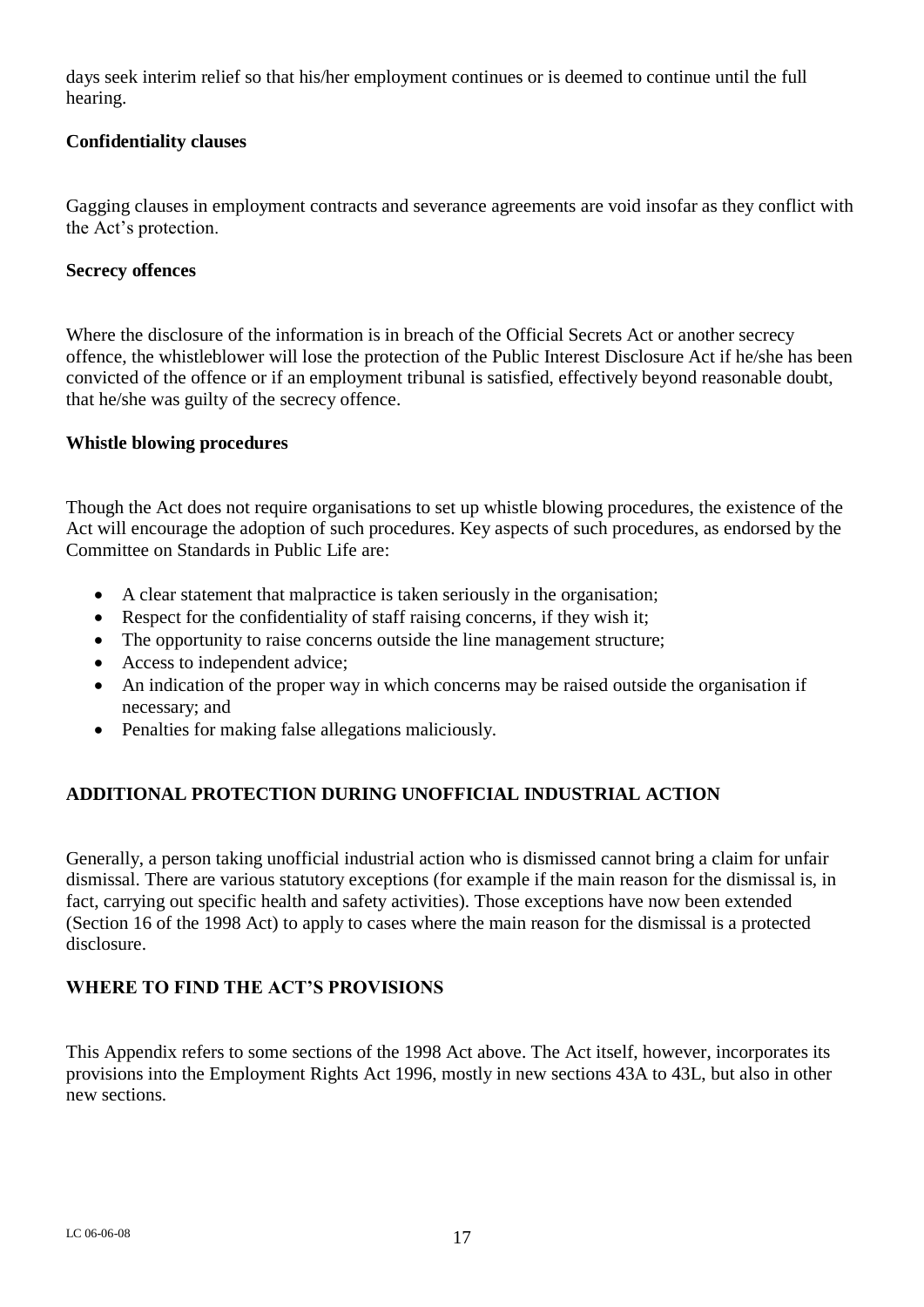days seek interim relief so that his/her employment continues or is deemed to continue until the full hearing.

**Confidentiality clauses**

Gagging clauses in employment contracts and severance agreements are void insofar as they conflict with the Act's protection.

**Secrecy offences**

Where the disclosure of the information is in breach of the Official Secrets Act or another secrecy offence, the whistleblower will lose the protection of the Public Interest Disclosure Act if he/she has been convicted of the offence or if an employment tribunal is satisfied, effectively beyond reasonable doubt, that he/she was guilty of the secrecy offence.

**Whistle blowing procedures**

Though the Act does not require organisations to set up whistle blowing procedures, the existence of the Act will encourage the adoption of such procedures. Key aspects of such procedures, as endorsed by the Committee on Standards in Public Life are:

- A clear statement that malpractice is taken seriously in the organisation;
- Respect for the confidentiality of staff raising concerns, if they wish it;
- The opportunity to raise concerns outside the line management structure;
- Access to independent advice;
- An indication of the proper way in which concerns may be raised outside the organisation if necessary; and
- Penalties for making false allegations maliciously.

## ADDITIONAL PROTECTION DURING UNOFFICIAL INDUSTRIAL ACTION

Generally, a person taking unofficial industrial action who is dismissed cannot bring a claim for unfair dismissal. There are various statutory exceptions (for example if the main reason for the dismissal is, in fact, carrying out specific health and safety activities). Those exceptions have now been extended (Section 16 of the 1998 Act) to apply to cases where the main reason for the dismissal is a protected disclosure.

## WHERE TO FIND THE ACT'S PROVISIONS

This Appendix refers to some sections of the 1998 Act above. The Act itself, however, incorporates its provisions into the Employment Rights Act 1996, mostly in new sections 43A to 43L, but also in other new sections.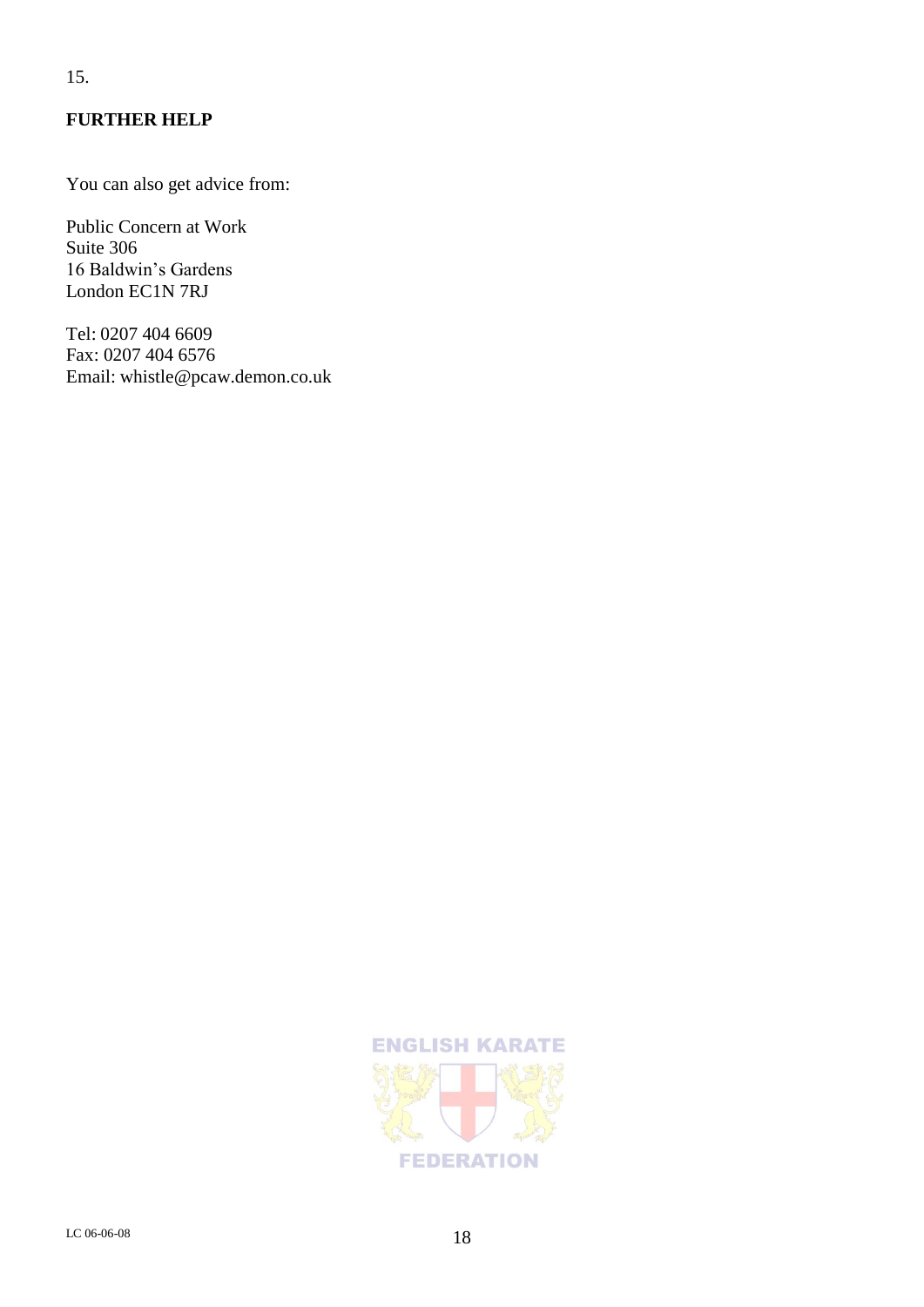15.

**FURTHER HELP**

You can also get advice from:

Public Concern at Work
Suite 306
16 Baldwin's Gardens
London EC1N 7RJ

Tel: 0207 404 6609
Fax: 0207 404 6576
Email: whistle@pcaw.demon.co.uk

ENGLISH KARATE FEDERATION